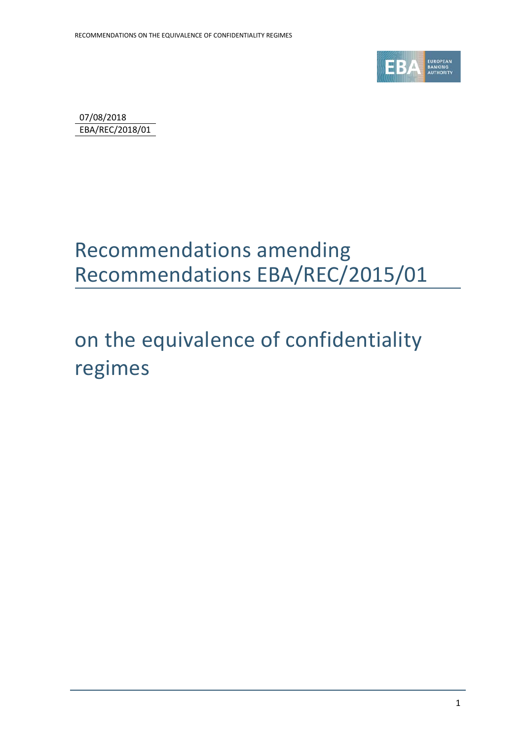07/08/2018
EBA/REC/2018/01

# Recommendations amending Recommendations EBA/REC/2015/01

# on the equivalence of confidentiality regimes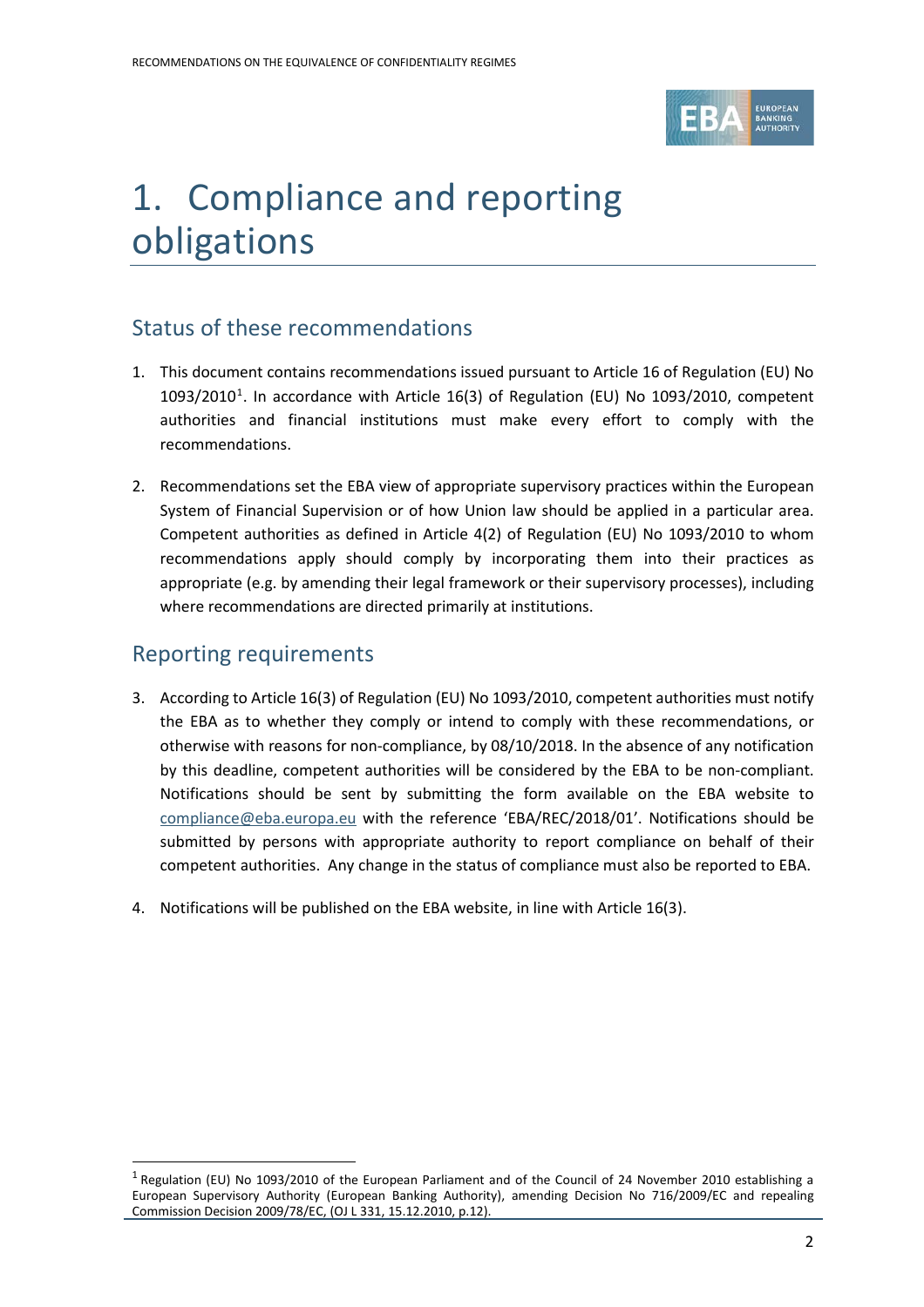# 1. Compliance and reporting obligations

## Status of these recommendations

1. This document contains recommendations issued pursuant to Article 16 of Regulation (EU) No 1093/2010[1]. In accordance with Article 16(3) of Regulation (EU) No 1093/2010, competent authorities and financial institutions must make every effort to comply with the recommendations.

2. Recommendations set the EBA view of appropriate supervisory practices within the European System of Financial Supervision or of how Union law should be applied in a particular area. Competent authorities as defined in Article 4(2) of Regulation (EU) No 1093/2010 to whom recommendations apply should comply by incorporating them into their practices as appropriate (e.g. by amending their legal framework or their supervisory processes), including where recommendations are directed primarily at institutions.

## Reporting requirements

3. According to Article 16(3) of Regulation (EU) No 1093/2010, competent authorities must notify the EBA as to whether they comply or intend to comply with these recommendations, or otherwise with reasons for non-compliance, by 08/10/2018. In the absence of any notification by this deadline, competent authorities will be considered by the EBA to be non-compliant. Notifications should be sent by submitting the form available on the EBA website to compliance@eba.europa.eu with the reference 'EBA/REC/2018/01'. Notifications should be submitted by persons with appropriate authority to report compliance on behalf of their competent authorities. Any change in the status of compliance must also be reported to EBA.

4. Notifications will be published on the EBA website, in line with Article 16(3).

[1] Regulation (EU) No 1093/2010 of the European Parliament and of the Council of 24 November 2010 establishing a European Supervisory Authority (European Banking Authority), amending Decision No 716/2009/EC and repealing Commission Decision 2009/78/EC, (OJ L 331, 15.12.2010, p.12).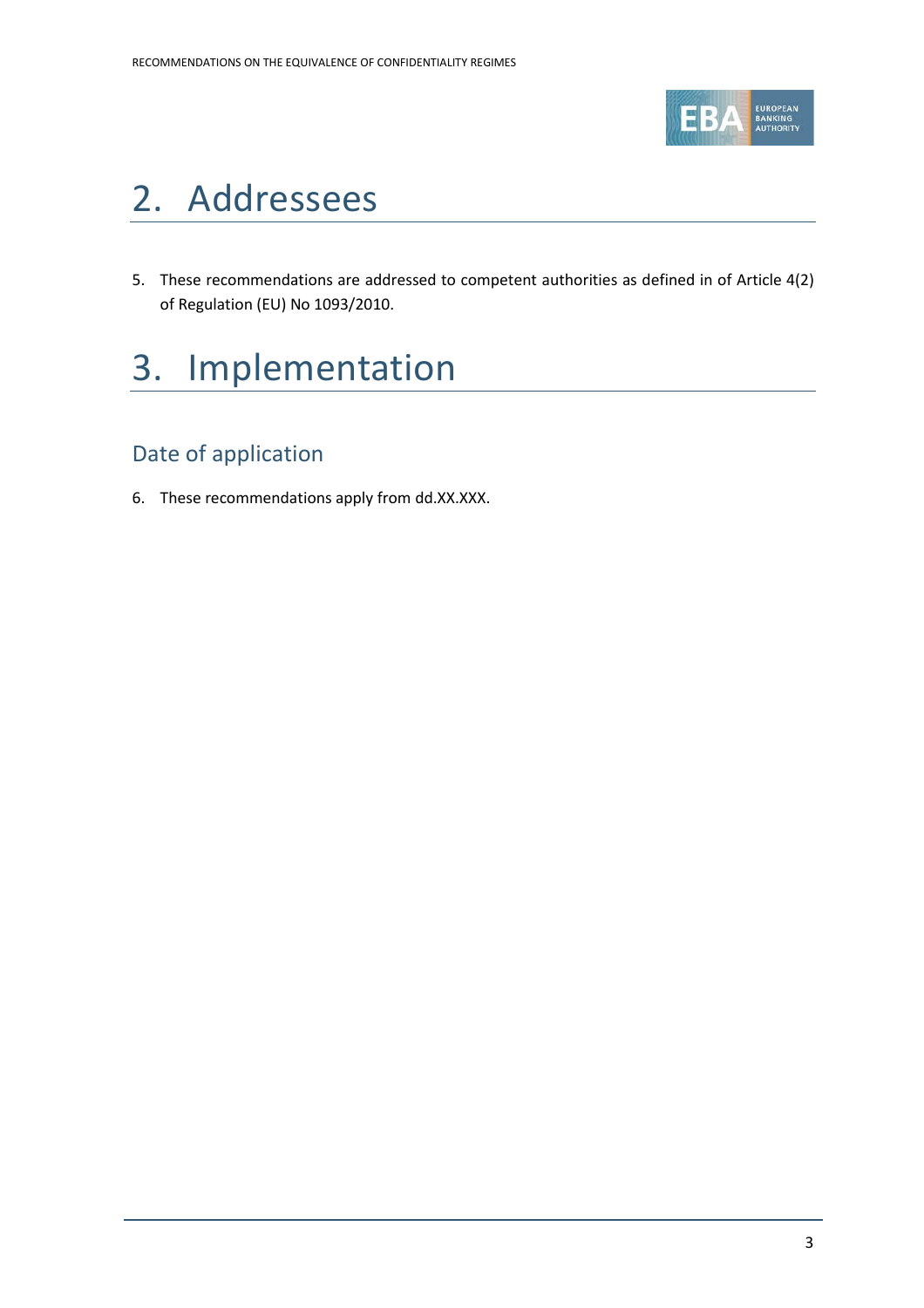# 2. Addressees

5. These recommendations are addressed to competent authorities as defined in of Article 4(2) of Regulation (EU) No 1093/2010.

# 3. Implementation

## Date of application

6. These recommendations apply from dd.XX.XXX.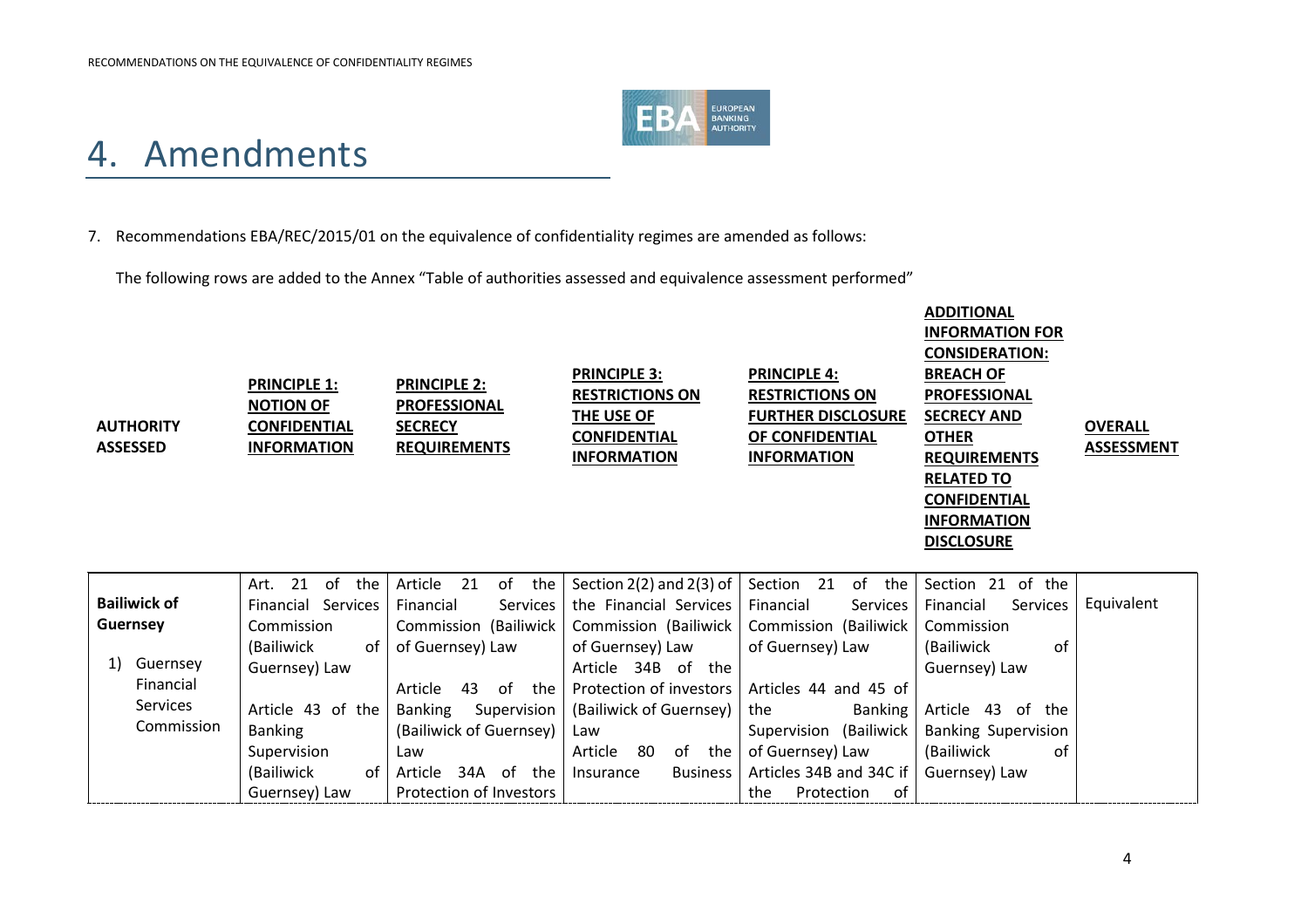# 4. Amendments

7. Recommendations EBA/REC/2015/01 on the equivalence of confidentiality regimes are amended as follows:

The following rows are added to the Annex "Table of authorities assessed and equivalence assessment performed"

| **AUTHORITY ASSESSED** | **PRINCIPLE 1: NOTION OF CONFIDENTIAL INFORMATION** | **PRINCIPLE 2: PROFESSIONAL SECRECY REQUIREMENTS** | **PRINCIPLE 3: RESTRICTIONS ON THE USE OF CONFIDENTIAL INFORMATION** | **PRINCIPLE 4: RESTRICTIONS ON FURTHER DISCLOSURE OF CONFIDENTIAL INFORMATION** | **ADDITIONAL INFORMATION FOR CONSIDERATION: BREACH OF PROFESSIONAL SECRECY AND OTHER REQUIREMENTS RELATED TO CONFIDENTIAL INFORMATION DISCLOSURE** | **OVERALL ASSESSMENT** |
|---|---|---|---|---|---|---|
| **Bailiwick of Guernsey**<br><br>1) Guernsey Financial Services Commission | Art. 21 of the Financial Services Commission (Bailiwick of Guernsey) Law<br><br>Article 43 of the Banking Supervision (Bailiwick of Guernsey) Law | Article 21 of the Financial Services Commission (Bailiwick of Guernsey) Law<br><br>Article 43 of the Banking Supervision (Bailiwick of Guernsey) Law<br><br>Article 34A of the Protection of Investors | Section 2(2) and 2(3) of the Financial Services Commission (Bailiwick of Guernsey) Law<br><br>Article 34B of the Protection of investors (Bailiwick of Guernsey) Law<br><br>Article 80 of the Insurance Business | Section 21 of the Financial Services Commission (Bailiwick of Guernsey) Law<br><br>Articles 44 and 45 of the Banking Supervision (Bailiwick of Guernsey) Law<br><br>Articles 34B and 34C if the Protection of | Section 21 of the Financial Services Commission (Bailiwick of Guernsey) Law<br><br>Article 43 of the Banking Supervision (Bailiwick of Guernsey) Law | Equivalent |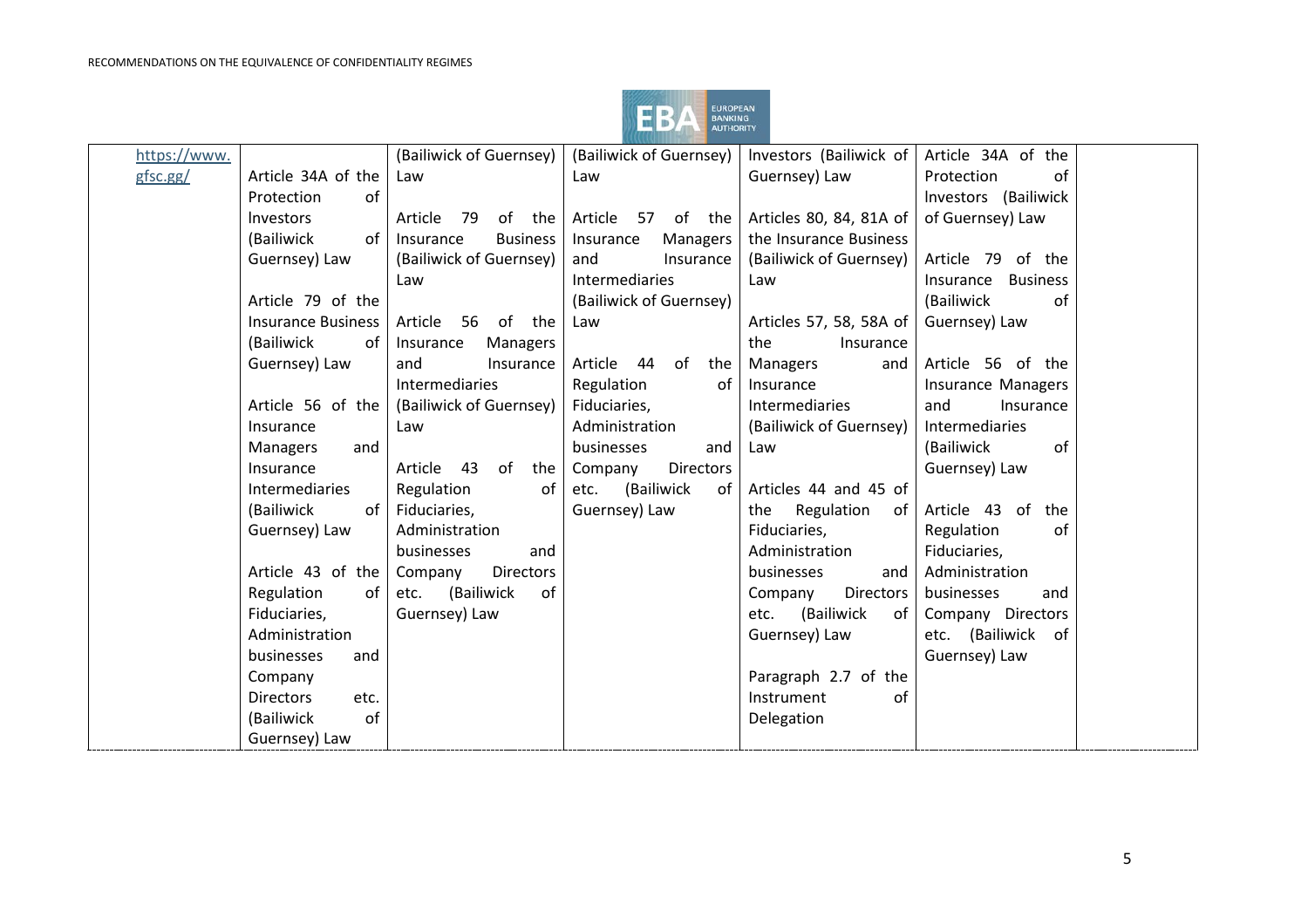| | | | | | | |
|---|---|---|---|---|---|---|
| https://www.gfsc.gg/ | Article 34A of the Protection of Investors (Bailiwick of Guernsey) Law<br><br>Article 79 of the Insurance Business (Bailiwick of Guernsey) Law<br><br>Article 56 of the Insurance Managers and Insurance Intermediaries (Bailiwick of Guernsey) Law<br><br>Article 43 of the Regulation of Fiduciaries, Administration businesses and Company Directors etc. (Bailiwick of Guernsey) Law | (Bailiwick of Guernsey) Law<br><br>Article 79 of the Insurance Business (Bailiwick of Guernsey) Law<br><br>Article 56 of the Insurance Managers and Insurance Intermediaries (Bailiwick of Guernsey) Law<br><br>Article 43 of the Regulation of Fiduciaries, Administration businesses and Company Directors etc. (Bailiwick of Guernsey) Law | (Bailiwick of Guernsey) Law<br><br>Article 57 of the Insurance Managers and Insurance Intermediaries (Bailiwick of Guernsey) Law<br><br>Article 44 of the Regulation of Fiduciaries, Administration businesses and Company Directors etc. (Bailiwick of Guernsey) Law | Investors (Bailiwick of Guernsey) Law<br><br>Articles 80, 84, 81A of the Insurance Business (Bailiwick of Guernsey) Law<br><br>Articles 57, 58, 58A of the Insurance Managers and Insurance Intermediaries (Bailiwick of Guernsey) Law<br><br>Articles 44 and 45 of the Regulation of Fiduciaries, Administration businesses and Company Directors etc. (Bailiwick of Guernsey) Law<br><br>Paragraph 2.7 of the Instrument of Delegation | Article 34A of the Protection of Investors (Bailiwick of Guernsey) Law<br><br>Article 79 of the Insurance Business (Bailiwick of Guernsey) Law<br><br>Article 56 of the Insurance Managers and Insurance Intermediaries (Bailiwick of Guernsey) Law<br><br>Article 43 of the Regulation of Fiduciaries, Administration businesses and Company Directors etc. (Bailiwick of Guernsey) Law | |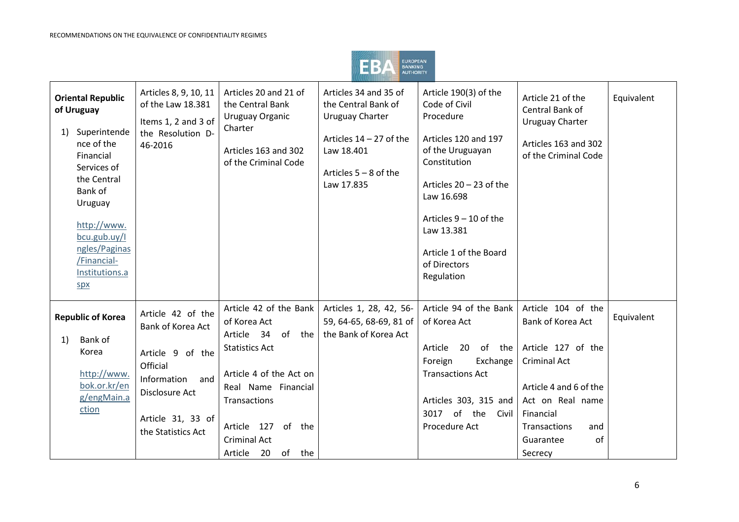| **Oriental Republic of Uruguay**<br><br>1) Superintendence of the Financial Services of the Central Bank of Uruguay<br><br>http://www.bcu.gub.uy/Ingles/Paginas/Financial-Institutions.aspx | Articles 8, 9, 10, 11 of the Law 18.381<br><br>Items 1, 2 and 3 of the Resolution D-46-2016 | Articles 20 and 21 of the Central Bank Uruguay Organic Charter<br><br>Articles 163 and 302 of the Criminal Code | Articles 34 and 35 of the Central Bank of Uruguay Charter<br><br>Articles 14 – 27 of the Law 18.401<br><br>Articles 5 – 8 of the Law 17.835 | Article 190(3) of the Code of Civil Procedure<br><br>Articles 120 and 197 of the Uruguayan Constitution<br><br>Articles 20 – 23 of the Law 16.698<br><br>Articles 9 – 10 of the Law 13.381<br><br>Article 1 of the Board of Directors Regulation | Article 21 of the Central Bank of Uruguay Charter<br><br>Articles 163 and 302 of the Criminal Code | Equivalent |
|---|---|---|---|---|---|---|
| **Republic of Korea**<br><br>1) Bank of Korea<br><br>http://www.bok.or.kr/eng/engMain.action | Article 42 of the Bank of Korea Act<br><br>Article 9 of the Official Information and Disclosure Act<br><br>Article 31, 33 of the Statistics Act | Article 42 of the Bank of Korea Act<br>Article 34 of the Statistics Act<br><br>Article 4 of the Act on Real Name Financial Transactions<br><br>Article 127 of the Criminal Act<br>Article 20 of the | Articles 1, 28, 42, 56-59, 64-65, 68-69, 81 of the Bank of Korea Act | Article 94 of the Bank of Korea Act<br><br>Article 20 of the Foreign Exchange Transactions Act<br><br>Articles 303, 315 and 3017 of the Civil Procedure Act | Article 104 of the Bank of Korea Act<br><br>Article 127 of the Criminal Act<br><br>Article 4 and 6 of the Act on Real name Financial Transactions and Guarantee of Secrecy | Equivalent |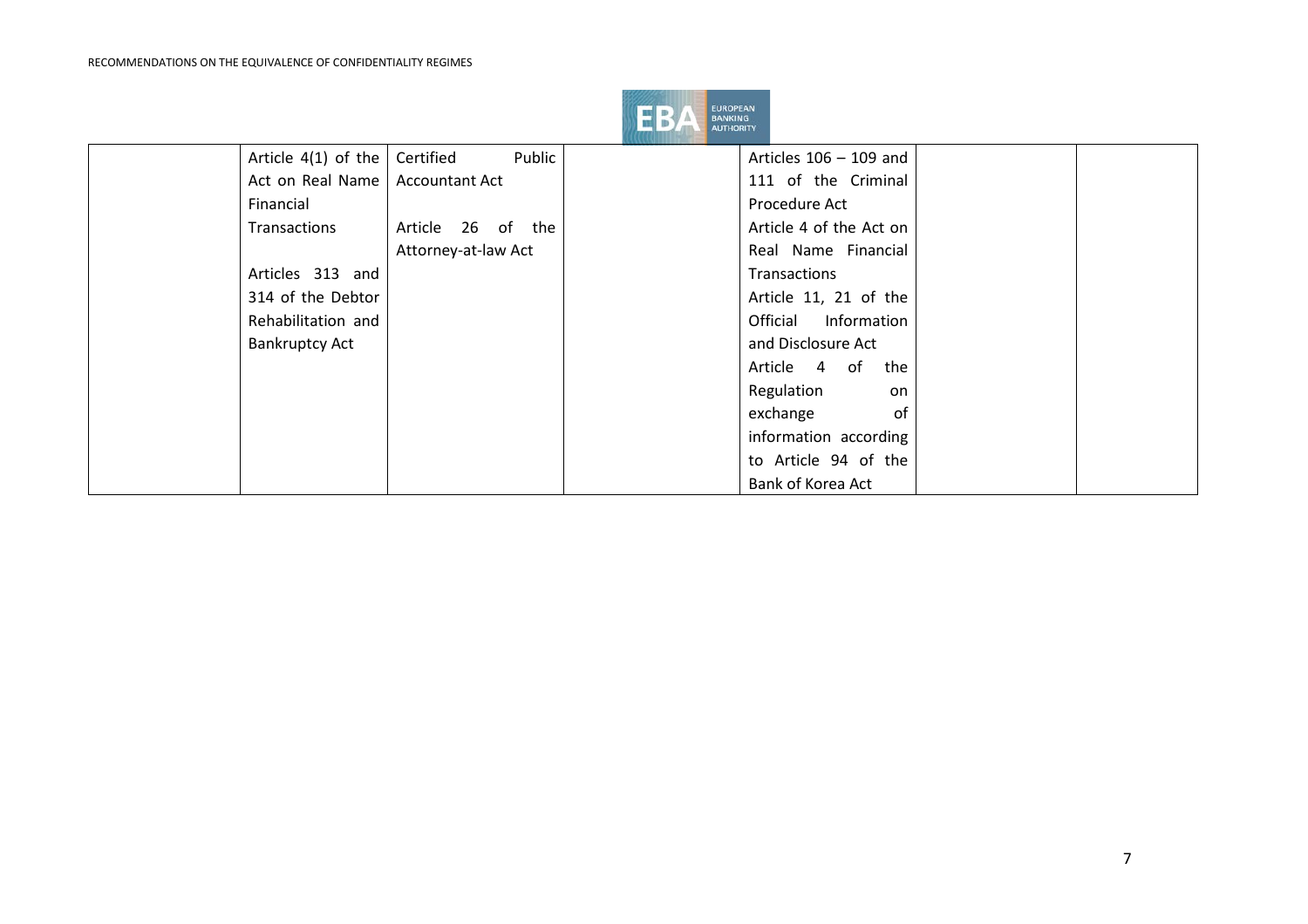| | | | | | | |
|---|---|---|---|---|---|---|
| | Article 4(1) of the Act on Real Name Financial Transactions<br><br>Articles 313 and 314 of the Debtor Rehabilitation and Bankruptcy Act | Certified Public Accountant Act<br><br>Article 26 of the Attorney-at-law Act | | Articles 106 – 109 and 111 of the Criminal Procedure Act<br>Article 4 of the Act on Real Name Financial Transactions<br>Article 11, 21 of the Official Information and Disclosure Act<br>Article 4 of the Regulation on exchange of information according to Article 94 of the Bank of Korea Act | | |